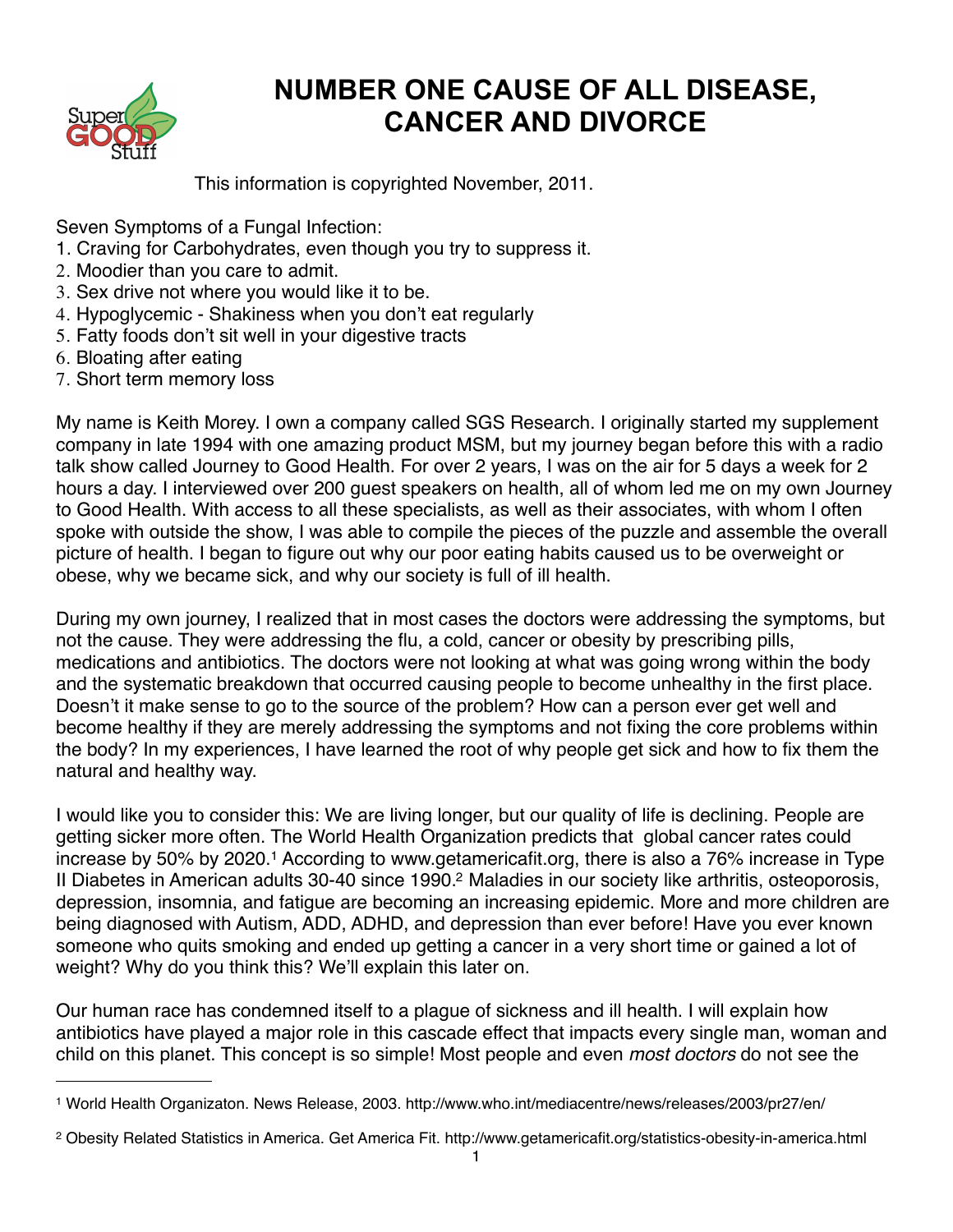# NUMBER ONE CAUSE OF ALL DISEASE, CANCER AND DIVORCE

This information is copyrighted November, 2011.

Seven Symptoms of a Fungal Infection:

1. Craving for Carbohydrates, even though you try to suppress it.
2. Moodier than you care to admit.
3. Sex drive not where you would like it to be.
4. Hypoglycemic - Shakiness when you don't eat regularly
5. Fatty foods don't sit well in your digestive tracts
6. Bloating after eating
7. Short term memory loss

My name is Keith Morey. I own a company called SGS Research. I originally started my supplement company in late 1994 with one amazing product MSM, but my journey began before this with a radio talk show called Journey to Good Health. For over 2 years, I was on the air for 5 days a week for 2 hours a day. I interviewed over 200 guest speakers on health, all of whom led me on my own Journey to Good Health. With access to all these specialists, as well as their associates, with whom I often spoke with outside the show, I was able to compile the pieces of the puzzle and assemble the overall picture of health. I began to figure out why our poor eating habits caused us to be overweight or obese, why we became sick, and why our society is full of ill health.

During my own journey, I realized that in most cases the doctors were addressing the symptoms, but not the cause. They were addressing the flu, a cold, cancer or obesity by prescribing pills, medications and antibiotics. The doctors were not looking at what was going wrong within the body and the systematic breakdown that occurred causing people to become unhealthy in the first place. Doesn't it make sense to go to the source of the problem? How can a person ever get well and become healthy if they are merely addressing the symptoms and not fixing the core problems within the body? In my experiences, I have learned the root of why people get sick and how to fix them the natural and healthy way.

I would like you to consider this: We are living longer, but our quality of life is declining. People are getting sicker more often. The World Health Organization predicts that global cancer rates could increase by 50% by 2020.[1] According to www.getamericafit.org, there is also a 76% increase in Type II Diabetes in American adults 30-40 since 1990.[2] Maladies in our society like arthritis, osteoporosis, depression, insomnia, and fatigue are becoming an increasing epidemic. More and more children are being diagnosed with Autism, ADD, ADHD, and depression than ever before! Have you ever known someone who quits smoking and ended up getting a cancer in a very short time or gained a lot of weight? Why do you think this? We'll explain this later on.

Our human race has condemned itself to a plague of sickness and ill health. I will explain how antibiotics have played a major role in this cascade effect that impacts every single man, woman and child on this planet. This concept is so simple! Most people and even *most doctors* do not see the

[1] World Health Organizaton. News Release, 2003. http://www.who.int/mediacentre/news/releases/2003/pr27/en/

[2] Obesity Related Statistics in America. Get America Fit. http://www.getamericafit.org/statistics-obesity-in-america.html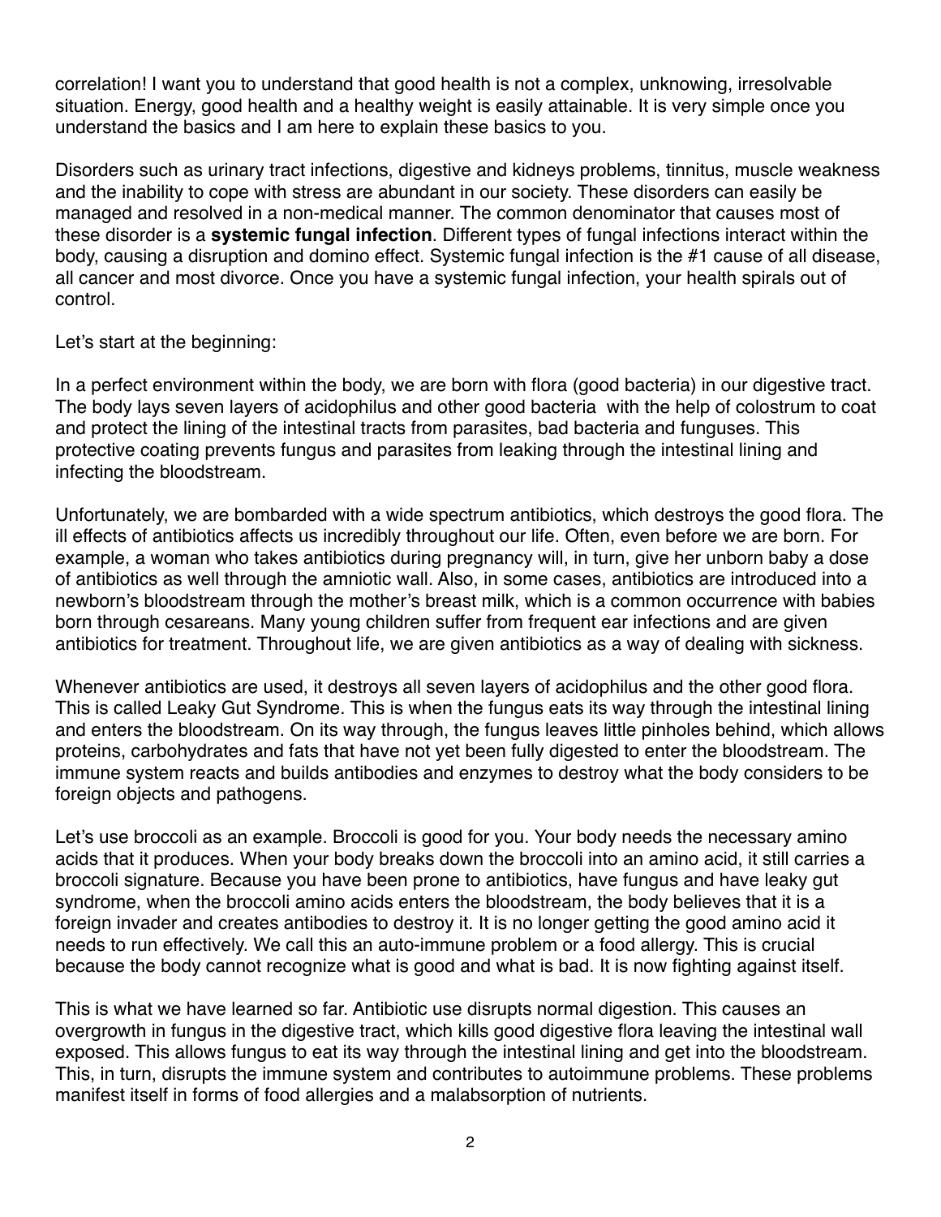correlation! I want you to understand that good health is not a complex, unknowing, irresolvable situation. Energy, good health and a healthy weight is easily attainable. It is very simple once you understand the basics and I am here to explain these basics to you.

Disorders such as urinary tract infections, digestive and kidneys problems, tinnitus, muscle weakness and the inability to cope with stress are abundant in our society. These disorders can easily be managed and resolved in a non-medical manner. The common denominator that causes most of these disorder is a **systemic fungal infection**. Different types of fungal infections interact within the body, causing a disruption and domino effect. Systemic fungal infection is the #1 cause of all disease, all cancer and most divorce. Once you have a systemic fungal infection, your health spirals out of control.

Let's start at the beginning:

In a perfect environment within the body, we are born with flora (good bacteria) in our digestive tract. The body lays seven layers of acidophilus and other good bacteria with the help of colostrum to coat and protect the lining of the intestinal tracts from parasites, bad bacteria and funguses. This protective coating prevents fungus and parasites from leaking through the intestinal lining and infecting the bloodstream.

Unfortunately, we are bombarded with a wide spectrum antibiotics, which destroys the good flora. The ill effects of antibiotics affects us incredibly throughout our life. Often, even before we are born. For example, a woman who takes antibiotics during pregnancy will, in turn, give her unborn baby a dose of antibiotics as well through the amniotic wall. Also, in some cases, antibiotics are introduced into a newborn's bloodstream through the mother's breast milk, which is a common occurrence with babies born through cesareans. Many young children suffer from frequent ear infections and are given antibiotics for treatment. Throughout life, we are given antibiotics as a way of dealing with sickness.

Whenever antibiotics are used, it destroys all seven layers of acidophilus and the other good flora. This is called Leaky Gut Syndrome. This is when the fungus eats its way through the intestinal lining and enters the bloodstream. On its way through, the fungus leaves little pinholes behind, which allows proteins, carbohydrates and fats that have not yet been fully digested to enter the bloodstream. The immune system reacts and builds antibodies and enzymes to destroy what the body considers to be foreign objects and pathogens.

Let's use broccoli as an example. Broccoli is good for you. Your body needs the necessary amino acids that it produces. When your body breaks down the broccoli into an amino acid, it still carries a broccoli signature. Because you have been prone to antibiotics, have fungus and have leaky gut syndrome, when the broccoli amino acids enters the bloodstream, the body believes that it is a foreign invader and creates antibodies to destroy it. It is no longer getting the good amino acid it needs to run effectively. We call this an auto-immune problem or a food allergy. This is crucial because the body cannot recognize what is good and what is bad. It is now fighting against itself.

This is what we have learned so far. Antibiotic use disrupts normal digestion. This causes an overgrowth in fungus in the digestive tract, which kills good digestive flora leaving the intestinal wall exposed. This allows fungus to eat its way through the intestinal lining and get into the bloodstream. This, in turn, disrupts the immune system and contributes to autoimmune problems. These problems manifest itself in forms of food allergies and a malabsorption of nutrients.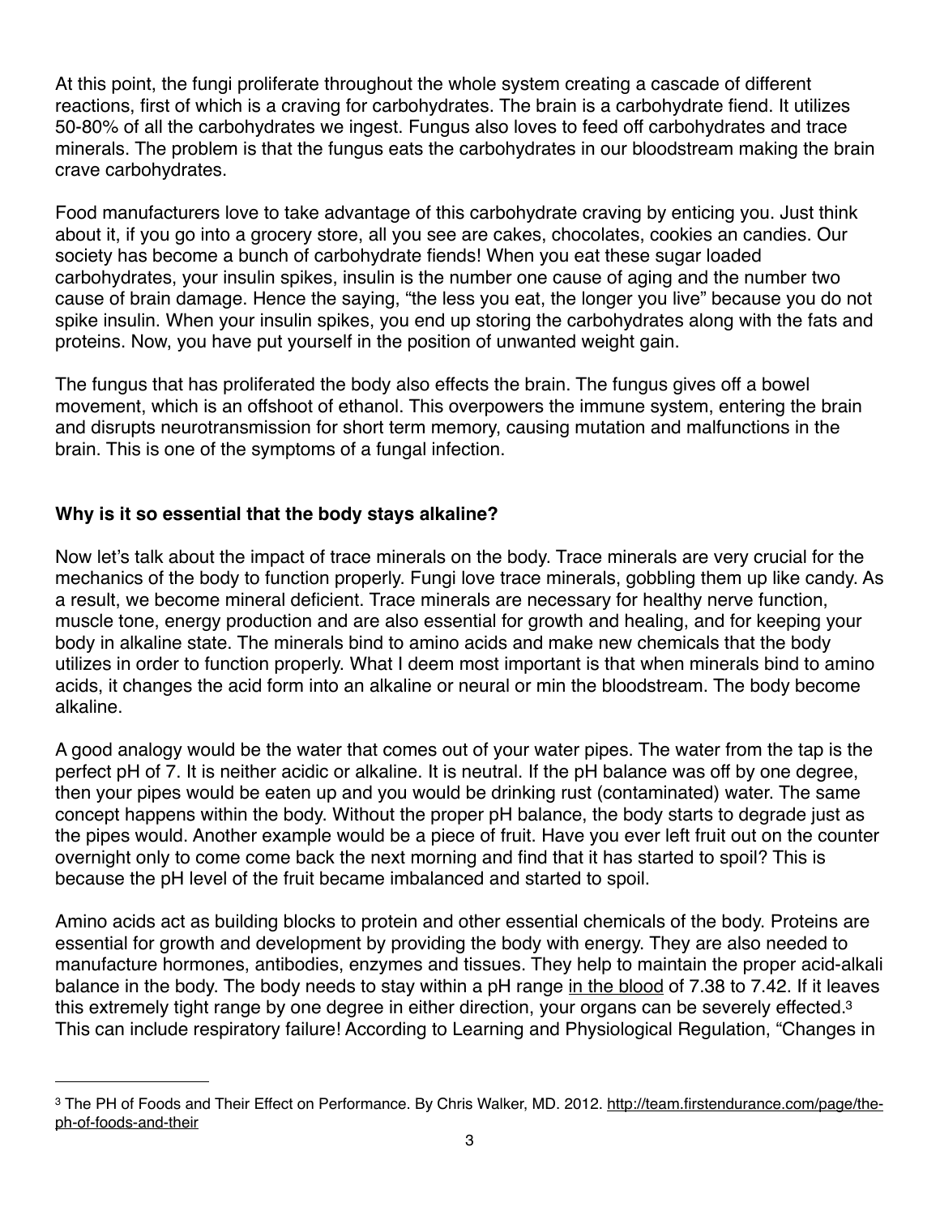At this point, the fungi proliferate throughout the whole system creating a cascade of different reactions, first of which is a craving for carbohydrates. The brain is a carbohydrate fiend. It utilizes 50-80% of all the carbohydrates we ingest. Fungus also loves to feed off carbohydrates and trace minerals. The problem is that the fungus eats the carbohydrates in our bloodstream making the brain crave carbohydrates.

Food manufacturers love to take advantage of this carbohydrate craving by enticing you. Just think about it, if you go into a grocery store, all you see are cakes, chocolates, cookies an candies. Our society has become a bunch of carbohydrate fiends! When you eat these sugar loaded carbohydrates, your insulin spikes, insulin is the number one cause of aging and the number two cause of brain damage. Hence the saying, "the less you eat, the longer you live" because you do not spike insulin. When your insulin spikes, you end up storing the carbohydrates along with the fats and proteins. Now, you have put yourself in the position of unwanted weight gain.

The fungus that has proliferated the body also effects the brain. The fungus gives off a bowel movement, which is an offshoot of ethanol. This overpowers the immune system, entering the brain and disrupts neurotransmission for short term memory, causing mutation and malfunctions in the brain. This is one of the symptoms of a fungal infection.

**Why is it so essential that the body stays alkaline?**

Now let's talk about the impact of trace minerals on the body. Trace minerals are very crucial for the mechanics of the body to function properly. Fungi love trace minerals, gobbling them up like candy. As a result, we become mineral deficient. Trace minerals are necessary for healthy nerve function, muscle tone, energy production and are also essential for growth and healing, and for keeping your body in alkaline state. The minerals bind to amino acids and make new chemicals that the body utilizes in order to function properly. What I deem most important is that when minerals bind to amino acids, it changes the acid form into an alkaline or neural or min the bloodstream. The body become alkaline.

A good analogy would be the water that comes out of your water pipes. The water from the tap is the perfect pH of 7. It is neither acidic or alkaline. It is neutral. If the pH balance was off by one degree, then your pipes would be eaten up and you would be drinking rust (contaminated) water. The same concept happens within the body. Without the proper pH balance, the body starts to degrade just as the pipes would. Another example would be a piece of fruit. Have you ever left fruit out on the counter overnight only to come come back the next morning and find that it has started to spoil? This is because the pH level of the fruit became imbalanced and started to spoil.

Amino acids act as building blocks to protein and other essential chemicals of the body. Proteins are essential for growth and development by providing the body with energy. They are also needed to manufacture hormones, antibodies, enzymes and tissues. They help to maintain the proper acid-alkali balance in the body. The body needs to stay within a pH range in the blood of 7.38 to 7.42. If it leaves this extremely tight range by one degree in either direction, your organs can be severely effected.[3] This can include respiratory failure! According to Learning and Physiological Regulation, "Changes in

---

[3] The PH of Foods and Their Effect on Performance. By Chris Walker, MD. 2012. http://team.firstendurance.com/page/the-ph-of-foods-and-their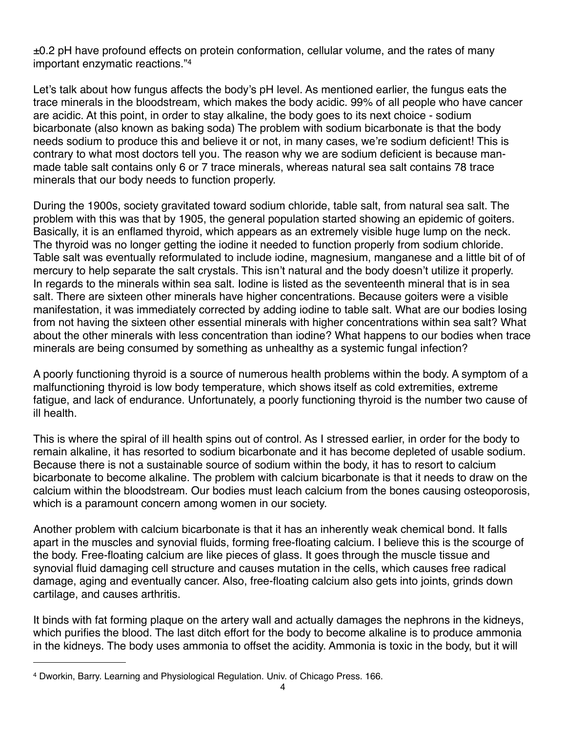±0.2 pH have profound effects on protein conformation, cellular volume, and the rates of many important enzymatic reactions."[4]

Let's talk about how fungus affects the body's pH level. As mentioned earlier, the fungus eats the trace minerals in the bloodstream, which makes the body acidic. 99% of all people who have cancer are acidic. At this point, in order to stay alkaline, the body goes to its next choice - sodium bicarbonate (also known as baking soda) The problem with sodium bicarbonate is that the body needs sodium to produce this and believe it or not, in many cases, we're sodium deficient! This is contrary to what most doctors tell you. The reason why we are sodium deficient is because man-made table salt contains only 6 or 7 trace minerals, whereas natural sea salt contains 78 trace minerals that our body needs to function properly.

During the 1900s, society gravitated toward sodium chloride, table salt, from natural sea salt. The problem with this was that by 1905, the general population started showing an epidemic of goiters. Basically, it is an enflamed thyroid, which appears as an extremely visible huge lump on the neck. The thyroid was no longer getting the iodine it needed to function properly from sodium chloride. Table salt was eventually reformulated to include iodine, magnesium, manganese and a little bit of of mercury to help separate the salt crystals. This isn't natural and the body doesn't utilize it properly. In regards to the minerals within sea salt. Iodine is listed as the seventeenth mineral that is in sea salt. There are sixteen other minerals have higher concentrations. Because goiters were a visible manifestation, it was immediately corrected by adding iodine to table salt. What are our bodies losing from not having the sixteen other essential minerals with higher concentrations within sea salt? What about the other minerals with less concentration than iodine? What happens to our bodies when trace minerals are being consumed by something as unhealthy as a systemic fungal infection?

A poorly functioning thyroid is a source of numerous health problems within the body. A symptom of a malfunctioning thyroid is low body temperature, which shows itself as cold extremities, extreme fatigue, and lack of endurance. Unfortunately, a poorly functioning thyroid is the number two cause of ill health.

This is where the spiral of ill health spins out of control. As I stressed earlier, in order for the body to remain alkaline, it has resorted to sodium bicarbonate and it has become depleted of usable sodium. Because there is not a sustainable source of sodium within the body, it has to resort to calcium bicarbonate to become alkaline. The problem with calcium bicarbonate is that it needs to draw on the calcium within the bloodstream. Our bodies must leach calcium from the bones causing osteoporosis, which is a paramount concern among women in our society.

Another problem with calcium bicarbonate is that it has an inherently weak chemical bond. It falls apart in the muscles and synovial fluids, forming free-floating calcium. I believe this is the scourge of the body. Free-floating calcium are like pieces of glass. It goes through the muscle tissue and synovial fluid damaging cell structure and causes mutation in the cells, which causes free radical damage, aging and eventually cancer. Also, free-floating calcium also gets into joints, grinds down cartilage, and causes arthritis.

It binds with fat forming plaque on the artery wall and actually damages the nephrons in the kidneys, which purifies the blood. The last ditch effort for the body to become alkaline is to produce ammonia in the kidneys. The body uses ammonia to offset the acidity. Ammonia is toxic in the body, but it will

---

[4] Dworkin, Barry. Learning and Physiological Regulation. Univ. of Chicago Press. 166.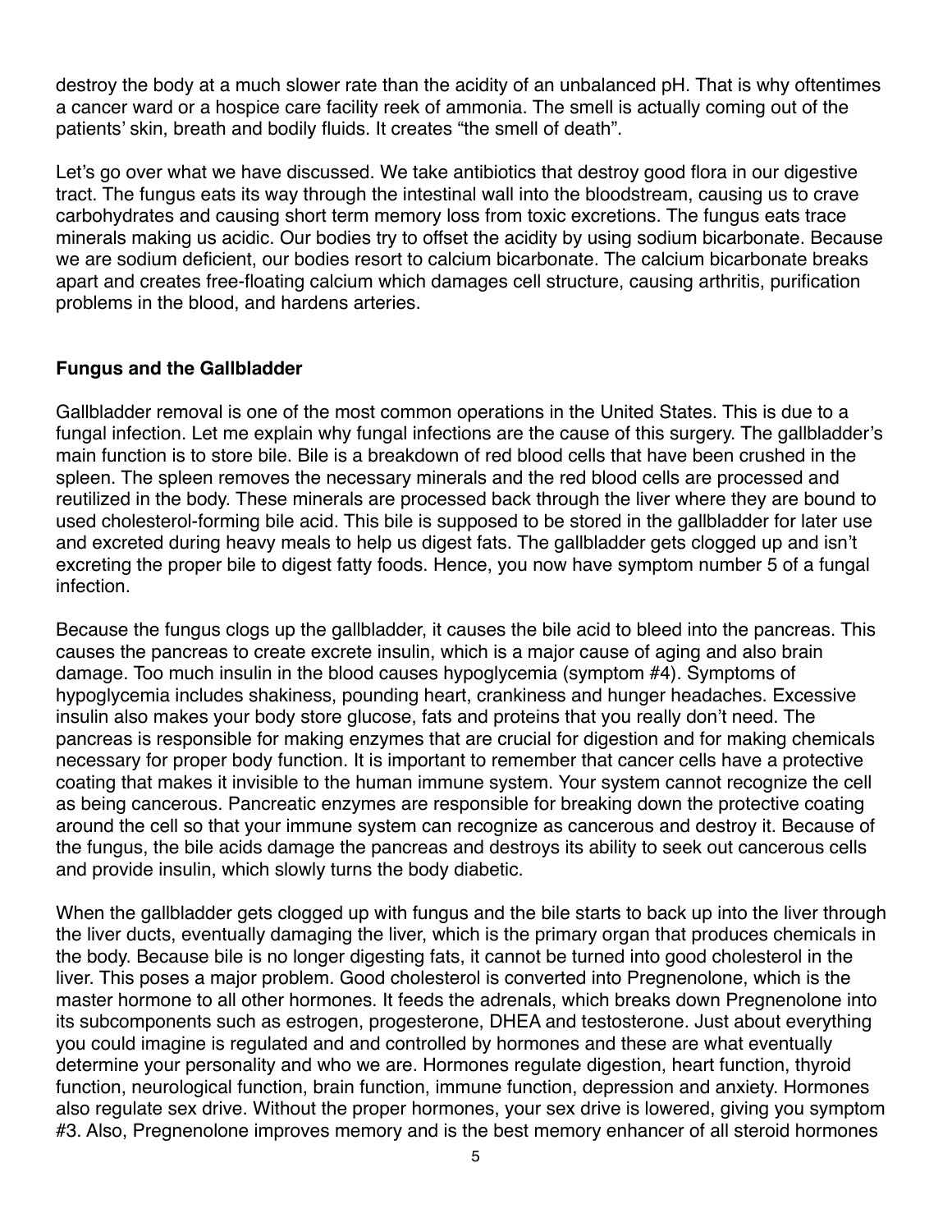destroy the body at a much slower rate than the acidity of an unbalanced pH. That is why oftentimes a cancer ward or a hospice care facility reek of ammonia. The smell is actually coming out of the patients' skin, breath and bodily fluids. It creates "the smell of death".

Let's go over what we have discussed. We take antibiotics that destroy good flora in our digestive tract. The fungus eats its way through the intestinal wall into the bloodstream, causing us to crave carbohydrates and causing short term memory loss from toxic excretions. The fungus eats trace minerals making us acidic. Our bodies try to offset the acidity by using sodium bicarbonate. Because we are sodium deficient, our bodies resort to calcium bicarbonate. The calcium bicarbonate breaks apart and creates free-floating calcium which damages cell structure, causing arthritis, purification problems in the blood, and hardens arteries.

**Fungus and the Gallbladder**

Gallbladder removal is one of the most common operations in the United States. This is due to a fungal infection. Let me explain why fungal infections are the cause of this surgery. The gallbladder's main function is to store bile. Bile is a breakdown of red blood cells that have been crushed in the spleen. The spleen removes the necessary minerals and the red blood cells are processed and reutilized in the body. These minerals are processed back through the liver where they are bound to used cholesterol-forming bile acid. This bile is supposed to be stored in the gallbladder for later use and excreted during heavy meals to help us digest fats. The gallbladder gets clogged up and isn't excreting the proper bile to digest fatty foods. Hence, you now have symptom number 5 of a fungal infection.

Because the fungus clogs up the gallbladder, it causes the bile acid to bleed into the pancreas. This causes the pancreas to create excrete insulin, which is a major cause of aging and also brain damage. Too much insulin in the blood causes hypoglycemia (symptom #4). Symptoms of hypoglycemia includes shakiness, pounding heart, crankiness and hunger headaches. Excessive insulin also makes your body store glucose, fats and proteins that you really don't need. The pancreas is responsible for making enzymes that are crucial for digestion and for making chemicals necessary for proper body function. It is important to remember that cancer cells have a protective coating that makes it invisible to the human immune system. Your system cannot recognize the cell as being cancerous. Pancreatic enzymes are responsible for breaking down the protective coating around the cell so that your immune system can recognize as cancerous and destroy it. Because of the fungus, the bile acids damage the pancreas and destroys its ability to seek out cancerous cells and provide insulin, which slowly turns the body diabetic.

When the gallbladder gets clogged up with fungus and the bile starts to back up into the liver through the liver ducts, eventually damaging the liver, which is the primary organ that produces chemicals in the body. Because bile is no longer digesting fats, it cannot be turned into good cholesterol in the liver. This poses a major problem. Good cholesterol is converted into Pregnenolone, which is the master hormone to all other hormones. It feeds the adrenals, which breaks down Pregnenolone into its subcomponents such as estrogen, progesterone, DHEA and testosterone. Just about everything you could imagine is regulated and and controlled by hormones and these are what eventually determine your personality and who we are. Hormones regulate digestion, heart function, thyroid function, neurological function, brain function, immune function, depression and anxiety. Hormones also regulate sex drive. Without the proper hormones, your sex drive is lowered, giving you symptom #3. Also, Pregnenolone improves memory and is the best memory enhancer of all steroid hormones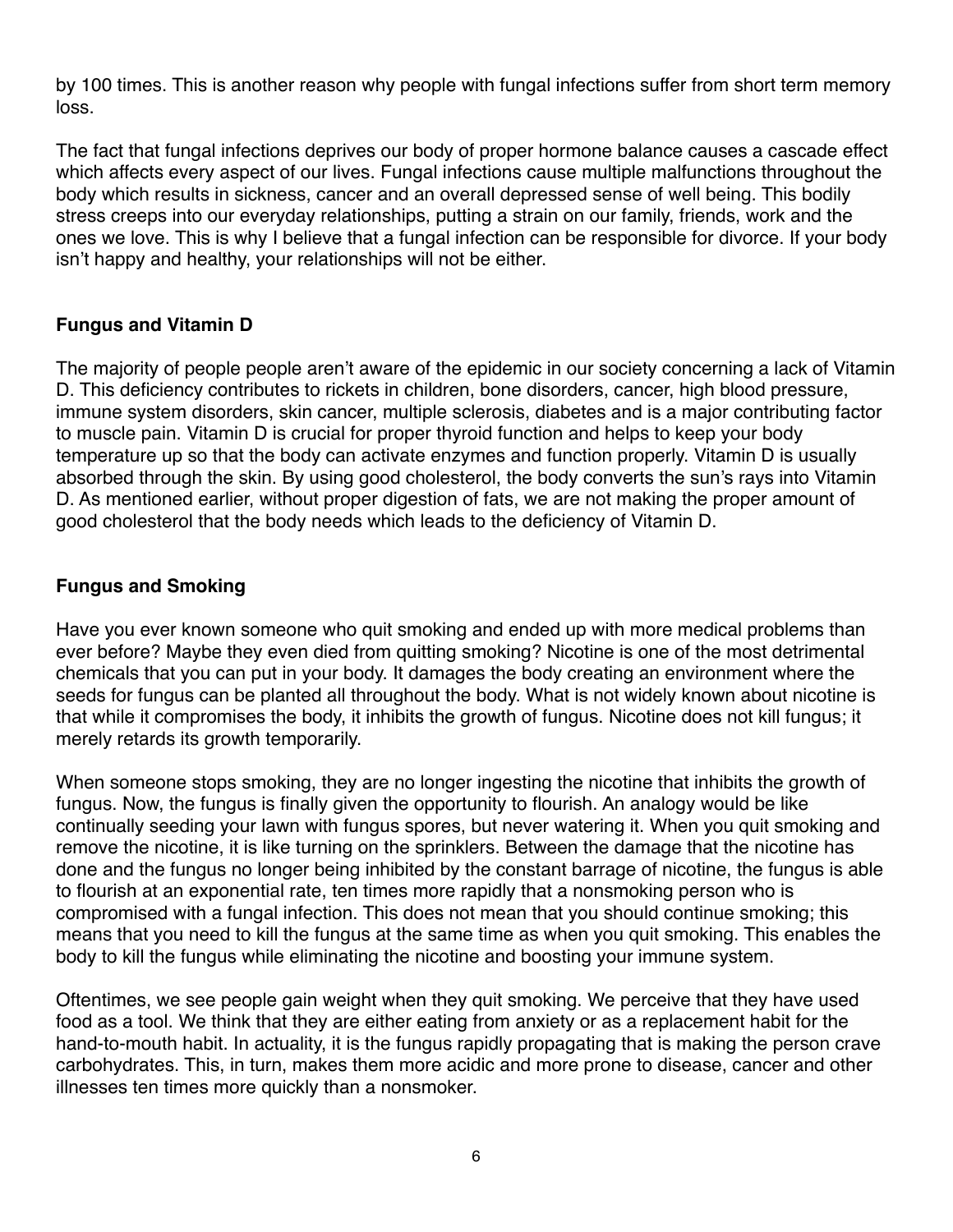by 100 times. This is another reason why people with fungal infections suffer from short term memory loss.

The fact that fungal infections deprives our body of proper hormone balance causes a cascade effect which affects every aspect of our lives. Fungal infections cause multiple malfunctions throughout the body which results in sickness, cancer and an overall depressed sense of well being. This bodily stress creeps into our everyday relationships, putting a strain on our family, friends, work and the ones we love. This is why I believe that a fungal infection can be responsible for divorce. If your body isn't happy and healthy, your relationships will not be either.

### Fungus and Vitamin D

The majority of people people aren't aware of the epidemic in our society concerning a lack of Vitamin D. This deficiency contributes to rickets in children, bone disorders, cancer, high blood pressure, immune system disorders, skin cancer, multiple sclerosis, diabetes and is a major contributing factor to muscle pain. Vitamin D is crucial for proper thyroid function and helps to keep your body temperature up so that the body can activate enzymes and function properly. Vitamin D is usually absorbed through the skin. By using good cholesterol, the body converts the sun's rays into Vitamin D. As mentioned earlier, without proper digestion of fats, we are not making the proper amount of good cholesterol that the body needs which leads to the deficiency of Vitamin D.

### Fungus and Smoking

Have you ever known someone who quit smoking and ended up with more medical problems than ever before? Maybe they even died from quitting smoking? Nicotine is one of the most detrimental chemicals that you can put in your body. It damages the body creating an environment where the seeds for fungus can be planted all throughout the body. What is not widely known about nicotine is that while it compromises the body, it inhibits the growth of fungus. Nicotine does not kill fungus; it merely retards its growth temporarily.

When someone stops smoking, they are no longer ingesting the nicotine that inhibits the growth of fungus. Now, the fungus is finally given the opportunity to flourish. An analogy would be like continually seeding your lawn with fungus spores, but never watering it. When you quit smoking and remove the nicotine, it is like turning on the sprinklers. Between the damage that the nicotine has done and the fungus no longer being inhibited by the constant barrage of nicotine, the fungus is able to flourish at an exponential rate, ten times more rapidly that a nonsmoking person who is compromised with a fungal infection. This does not mean that you should continue smoking; this means that you need to kill the fungus at the same time as when you quit smoking. This enables the body to kill the fungus while eliminating the nicotine and boosting your immune system.

Oftentimes, we see people gain weight when they quit smoking. We perceive that they have used food as a tool. We think that they are either eating from anxiety or as a replacement habit for the hand-to-mouth habit. In actuality, it is the fungus rapidly propagating that is making the person crave carbohydrates. This, in turn, makes them more acidic and more prone to disease, cancer and other illnesses ten times more quickly than a nonsmoker.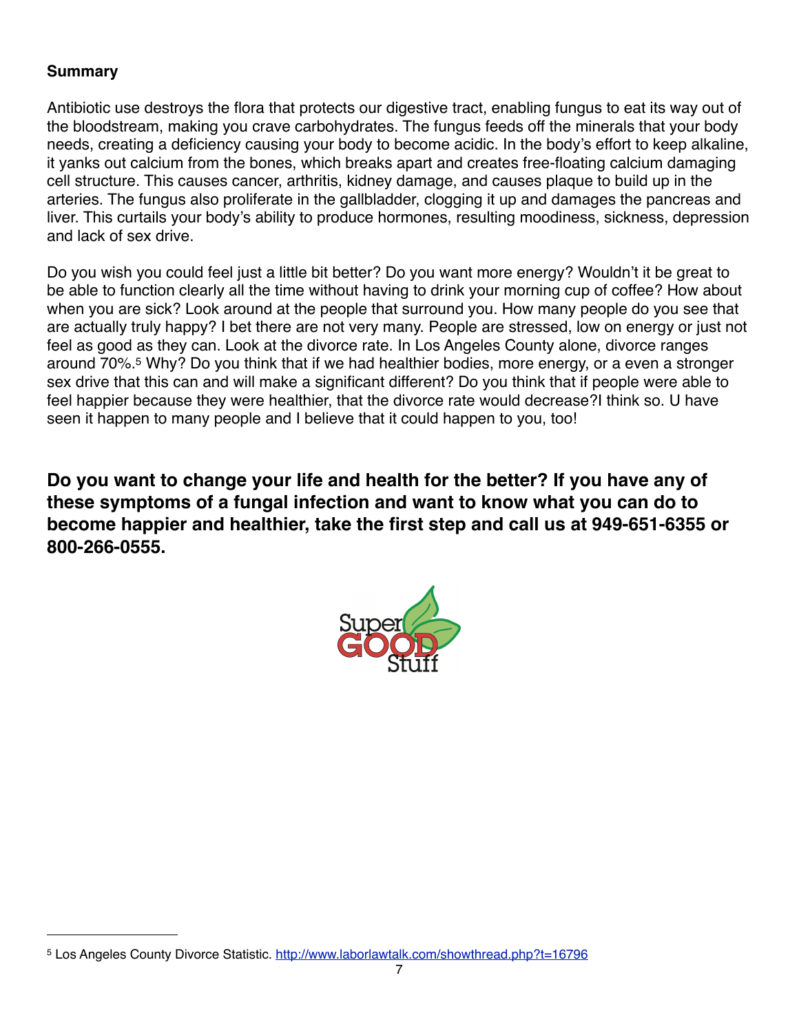**Summary**

Antibiotic use destroys the flora that protects our digestive tract, enabling fungus to eat its way out of the bloodstream, making you crave carbohydrates. The fungus feeds off the minerals that your body needs, creating a deficiency causing your body to become acidic. In the body's effort to keep alkaline, it yanks out calcium from the bones, which breaks apart and creates free-floating calcium damaging cell structure. This causes cancer, arthritis, kidney damage, and causes plaque to build up in the arteries. The fungus also proliferate in the gallbladder, clogging it up and damages the pancreas and liver. This curtails your body's ability to produce hormones, resulting moodiness, sickness, depression and lack of sex drive.

Do you wish you could feel just a little bit better? Do you want more energy? Wouldn't it be great to be able to function clearly all the time without having to drink your morning cup of coffee? How about when you are sick? Look around at the people that surround you. How many people do you see that are actually truly happy? I bet there are not very many. People are stressed, low on energy or just not feel as good as they can. Look at the divorce rate. In Los Angeles County alone, divorce ranges around 70%.[5] Why? Do you think that if we had healthier bodies, more energy, or a even a stronger sex drive that this can and will make a significant different? Do you think that if people were able to feel happier because they were healthier, that the divorce rate would decrease?I think so. U have seen it happen to many people and I believe that it could happen to you, too!

**Do you want to change your life and health for the better? If you have any of these symptoms of a fungal infection and want to know what you can do to become happier and healthier, take the first step and call us at 949-651-6355 or 800-266-0555.**

Super GOOD Stuff

[5] Los Angeles County Divorce Statistic. http://www.laborlawtalk.com/showthread.php?t=16796